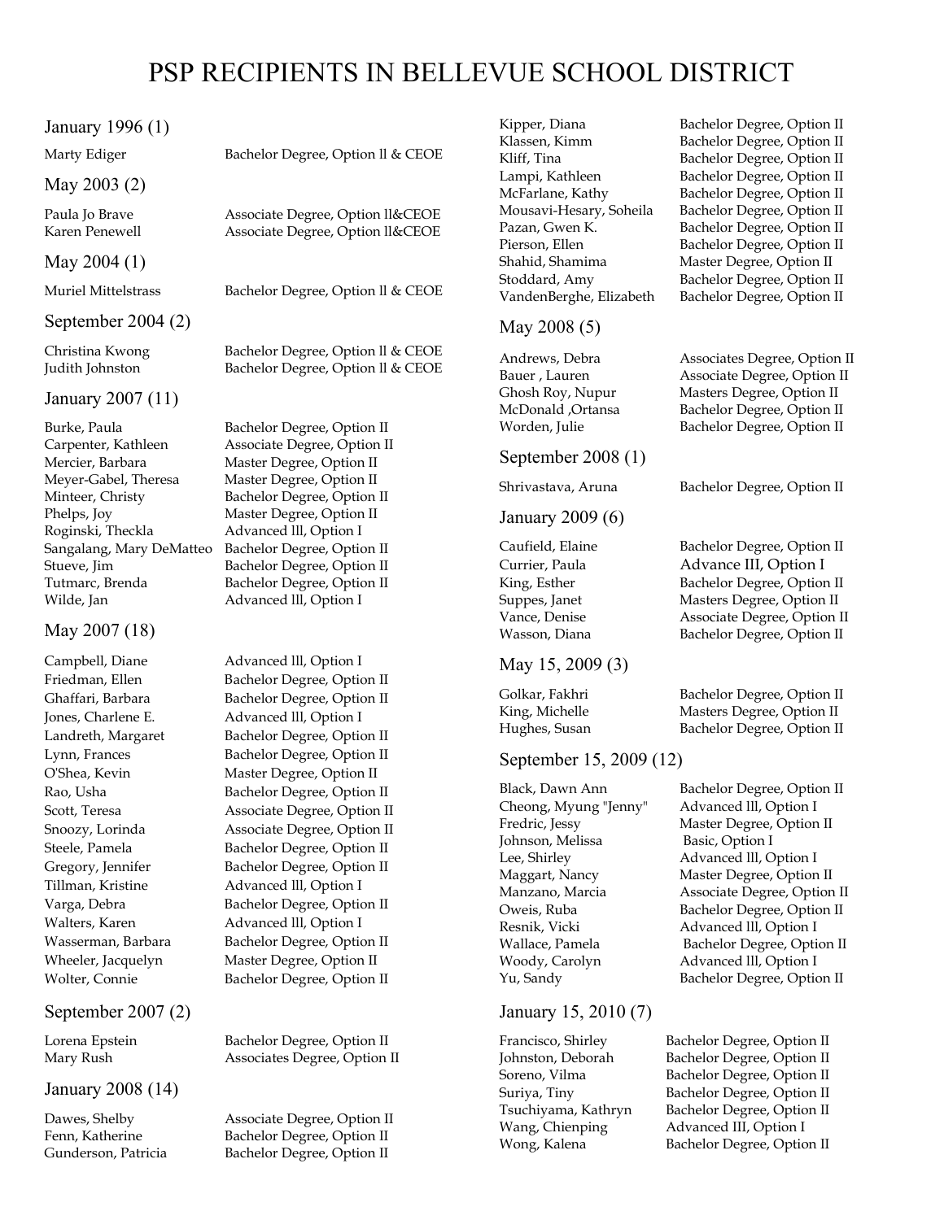# PSP RECIPIENTS IN BELLEVUE SCHOOL DISTRICT

## January 1996 (1)

| | |
|---|---|
| Marty Ediger | Bachelor Degree, Option ll & CEOE |

## May 2003 (2)

| | |
|---|---|
| Paula Jo Brave | Associate Degree, Option ll&CEOE |
| Karen Penewell | Associate Degree, Option ll&CEOE |

## May 2004 (1)

| | |
|---|---|
| Muriel Mittelstrass | Bachelor Degree, Option ll & CEOE |

## September 2004 (2)

| | |
|---|---|
| Christina Kwong | Bachelor Degree, Option ll & CEOE |
| Judith Johnston | Bachelor Degree, Option ll & CEOE |

## January 2007 (11)

| | |
|---|---|
| Burke, Paula | Bachelor Degree, Option II |
| Carpenter, Kathleen | Associate Degree, Option II |
| Mercier, Barbara | Master Degree, Option II |
| Meyer-Gabel, Theresa | Master Degree, Option II |
| Minteer, Christy | Bachelor Degree, Option II |
| Phelps, Joy | Master Degree, Option II |
| Roginski, Theckla | Advanced lll, Option I |
| Sangalang, Mary DeMatteo | Bachelor Degree, Option II |
| Stueve, Jim | Bachelor Degree, Option II |
| Tutmarc, Brenda | Bachelor Degree, Option II |
| Wilde, Jan | Advanced lll, Option I |

## May 2007 (18)

| | |
|---|---|
| Campbell, Diane | Advanced lll, Option I |
| Friedman, Ellen | Bachelor Degree, Option II |
| Ghaffari, Barbara | Bachelor Degree, Option II |
| Jones, Charlene E. | Advanced lll, Option I |
| Landreth, Margaret | Bachelor Degree, Option II |
| Lynn, Frances | Bachelor Degree, Option II |
| O'Shea, Kevin | Master Degree, Option II |
| Rao, Usha | Bachelor Degree, Option II |
| Scott, Teresa | Associate Degree, Option II |
| Snoozy, Lorinda | Associate Degree, Option II |
| Steele, Pamela | Bachelor Degree, Option II |
| Gregory, Jennifer | Bachelor Degree, Option II |
| Tillman, Kristine | Advanced lll, Option I |
| Varga, Debra | Bachelor Degree, Option II |
| Walters, Karen | Advanced lll, Option I |
| Wasserman, Barbara | Bachelor Degree, Option II |
| Wheeler, Jacquelyn | Master Degree, Option II |
| Wolter, Connie | Bachelor Degree, Option II |

## September 2007 (2)

| | |
|---|---|
| Lorena Epstein | Bachelor Degree, Option II |
| Mary Rush | Associates Degree, Option II |

## January 2008 (14)

| | |
|---|---|
| Dawes, Shelby | Associate Degree, Option II |
| Fenn, Katherine | Bachelor Degree, Option II |
| Gunderson, Patricia | Bachelor Degree, Option II |
| Kipper, Diana | Bachelor Degree, Option II |
| Klassen, Kimm | Bachelor Degree, Option II |
| Kliff, Tina | Bachelor Degree, Option II |
| Lampi, Kathleen | Bachelor Degree, Option II |
| McFarlane, Kathy | Bachelor Degree, Option II |
| Mousavi-Hesary, Soheila | Bachelor Degree, Option II |
| Pazan, Gwen K. | Bachelor Degree, Option II |
| Pierson, Ellen | Bachelor Degree, Option II |
| Shahid, Shamima | Master Degree, Option II |
| Stoddard, Amy | Bachelor Degree, Option II |
| VandenBerghe, Elizabeth | Bachelor Degree, Option II |

## May 2008 (5)

| | |
|---|---|
| Andrews, Debra | Associates Degree, Option II |
| Bauer , Lauren | Associate Degree, Option II |
| Ghosh Roy, Nupur | Masters Degree, Option II |
| McDonald ,Ortansa | Bachelor Degree, Option II |
| Worden, Julie | Bachelor Degree, Option II |

## September 2008 (1)

| | |
|---|---|
| Shrivastava, Aruna | Bachelor Degree, Option II |

## January 2009 (6)

| | |
|---|---|
| Caufield, Elaine | Bachelor Degree, Option II |
| Currier, Paula | Advance III, Option I |
| King, Esther | Bachelor Degree, Option II |
| Suppes, Janet | Masters Degree, Option II |
| Vance, Denise | Associate Degree, Option II |
| Wasson, Diana | Bachelor Degree, Option II |

## May 15, 2009 (3)

| | |
|---|---|
| Golkar, Fakhri | Bachelor Degree, Option II |
| King, Michelle | Masters Degree, Option II |
| Hughes, Susan | Bachelor Degree, Option II |

## September 15, 2009 (12)

| | |
|---|---|
| Black, Dawn Ann | Bachelor Degree, Option II |
| Cheong, Myung "Jenny" | Advanced lll, Option I |
| Fredric, Jessy | Master Degree, Option II |
| Johnson, Melissa | Basic, Option I |
| Lee, Shirley | Advanced lll, Option I |
| Maggart, Nancy | Master Degree, Option II |
| Manzano, Marcia | Associate Degree, Option II |
| Oweis, Ruba | Bachelor Degree, Option II |
| Resnik, Vicki | Advanced lll, Option I |
| Wallace, Pamela | Bachelor Degree, Option II |
| Woody, Carolyn | Advanced lll, Option I |
| Yu, Sandy | Bachelor Degree, Option II |

## January 15, 2010 (7)

| | |
|---|---|
| Francisco, Shirley | Bachelor Degree, Option II |
| Johnston, Deborah | Bachelor Degree, Option II |
| Soreno, Vilma | Bachelor Degree, Option II |
| Suriya, Tiny | Bachelor Degree, Option II |
| Tsuchiyama, Kathryn | Bachelor Degree, Option II |
| Wang, Chienping | Advanced III, Option I |
| Wong, Kalena | Bachelor Degree, Option II |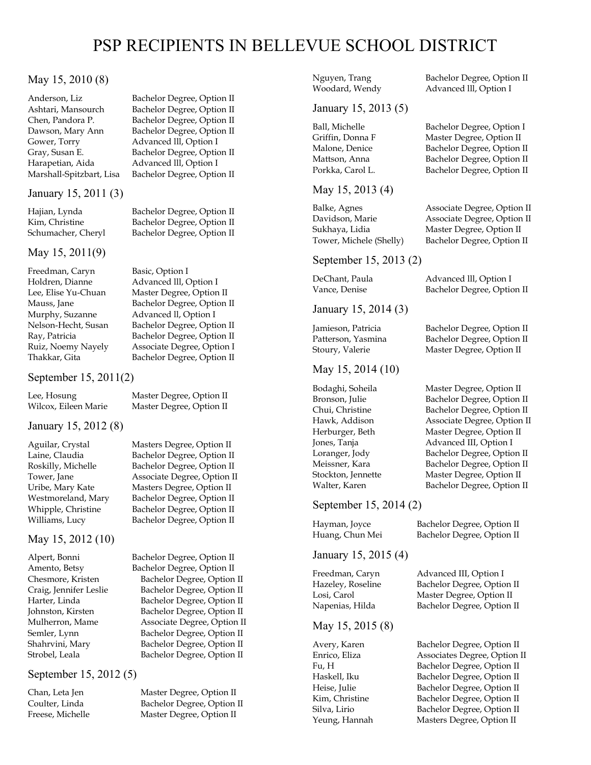# PSP RECIPIENTS IN BELLEVUE SCHOOL DISTRICT

## May 15, 2010 (8)

| | |
|---|---|
| Anderson, Liz | Bachelor Degree, Option II |
| Ashtari, Mansourch | Bachelor Degree, Option II |
| Chen, Pandora P. | Bachelor Degree, Option II |
| Dawson, Mary Ann | Bachelor Degree, Option II |
| Gower, Torry | Advanced lll, Option I |
| Gray, Susan E. | Bachelor Degree, Option II |
| Harapetian, Aida | Advanced lll, Option I |
| Marshall-Spitzbart, Lisa | Bachelor Degree, Option II |

## January 15, 2011 (3)

| | |
|---|---|
| Hajian, Lynda | Bachelor Degree, Option II |
| Kim, Christine | Bachelor Degree, Option II |
| Schumacher, Cheryl | Bachelor Degree, Option II |

## May 15, 2011(9)

| | |
|---|---|
| Freedman, Caryn | Basic, Option I |
| Holdren, Dianne | Advanced lll, Option I |
| Lee, Elise Yu-Chuan | Master Degree, Option II |
| Mauss, Jane | Bachelor Degree, Option II |
| Murphy, Suzanne | Advanced ll, Option I |
| Nelson-Hecht, Susan | Bachelor Degree, Option II |
| Ray, Patricia | Bachelor Degree, Option II |
| Ruiz, Noemy Nayely | Associate Degree, Option I |
| Thakkar, Gita | Bachelor Degree, Option II |

## September 15, 2011(2)

| | |
|---|---|
| Lee, Hosung | Master Degree, Option II |
| Wilcox, Eileen Marie | Master Degree, Option II |

## January 15, 2012 (8)

| | |
|---|---|
| Aguilar, Crystal | Masters Degree, Option II |
| Laine, Claudia | Bachelor Degree, Option II |
| Roskilly, Michelle | Bachelor Degree, Option II |
| Tower, Jane | Associate Degree, Option II |
| Uribe, Mary Kate | Masters Degree, Option II |
| Westmoreland, Mary | Bachelor Degree, Option II |
| Whipple, Christine | Bachelor Degree, Option II |
| Williams, Lucy | Bachelor Degree, Option II |

## May 15, 2012 (10)

| | |
|---|---|
| Alpert, Bonni | Bachelor Degree, Option II |
| Amento, Betsy | Bachelor Degree, Option II |
| Chesmore, Kristen | Bachelor Degree, Option II |
| Craig, Jennifer Leslie | Bachelor Degree, Option II |
| Harter, Linda | Bachelor Degree, Option II |
| Johnston, Kirsten | Bachelor Degree, Option II |
| Mulherron, Mame | Associate Degree, Option II |
| Semler, Lynn | Bachelor Degree, Option II |
| Shahrvini, Mary | Bachelor Degree, Option II |
| Strobel, Leala | Bachelor Degree, Option II |

## September 15, 2012 (5)

| | |
|---|---|
| Chan, Leta Jen | Master Degree, Option II |
| Coulter, Linda | Bachelor Degree, Option II |
| Freese, Michelle | Master Degree, Option II |
| Nguyen, Trang | Bachelor Degree, Option II |
| Woodard, Wendy | Advanced lll, Option I |

## January 15, 2013 (5)

| | |
|---|---|
| Ball, Michelle | Bachelor Degree, Option I |
| Griffin, Donna F | Master Degree, Option II |
| Malone, Denice | Bachelor Degree, Option II |
| Mattson, Anna | Bachelor Degree, Option II |
| Porkka, Carol L. | Bachelor Degree, Option II |

## May 15, 2013 (4)

| | |
|---|---|
| Balke, Agnes | Associate Degree, Option II |
| Davidson, Marie | Associate Degree, Option II |
| Sukhaya, Lidia | Master Degree, Option II |
| Tower, Michele (Shelly) | Bachelor Degree, Option II |

## September 15, 2013 (2)

| | |
|---|---|
| DeChant, Paula | Advanced lll, Option I |
| Vance, Denise | Bachelor Degree, Option II |

## January 15, 2014 (3)

| | |
|---|---|
| Jamieson, Patricia | Bachelor Degree, Option II |
| Patterson, Yasmina | Bachelor Degree, Option II |
| Stoury, Valerie | Master Degree, Option II |

## May 15, 2014 (10)

| | |
|---|---|
| Bodaghi, Soheila | Master Degree, Option II |
| Bronson, Julie | Bachelor Degree, Option II |
| Chui, Christine | Bachelor Degree, Option II |
| Hawk, Addison | Associate Degree, Option II |
| Herburger, Beth | Master Degree, Option II |
| Jones, Tanja | Advanced III, Option I |
| Loranger, Jody | Bachelor Degree, Option II |
| Meissner, Kara | Bachelor Degree, Option II |
| Stockton, Jennette | Master Degree, Option II |
| Walter, Karen | Bachelor Degree, Option II |

## September 15, 2014 (2)

| | |
|---|---|
| Hayman, Joyce | Bachelor Degree, Option II |
| Huang, Chun Mei | Bachelor Degree, Option II |

## January 15, 2015 (4)

| | |
|---|---|
| Freedman, Caryn | Advanced III, Option I |
| Hazeley, Roseline | Bachelor Degree, Option II |
| Losi, Carol | Master Degree, Option II |
| Napenias, Hilda | Bachelor Degree, Option II |

## May 15, 2015 (8)

| | |
|---|---|
| Avery, Karen | Bachelor Degree, Option II |
| Enrico, Eliza | Associates Degree, Option II |
| Fu, H | Bachelor Degree, Option II |
| Haskell, Iku | Bachelor Degree, Option II |
| Heise, Julie | Bachelor Degree, Option II |
| Kim, Christine | Bachelor Degree, Option II |
| Silva, Lirio | Bachelor Degree, Option II |
| Yeung, Hannah | Masters Degree, Option II |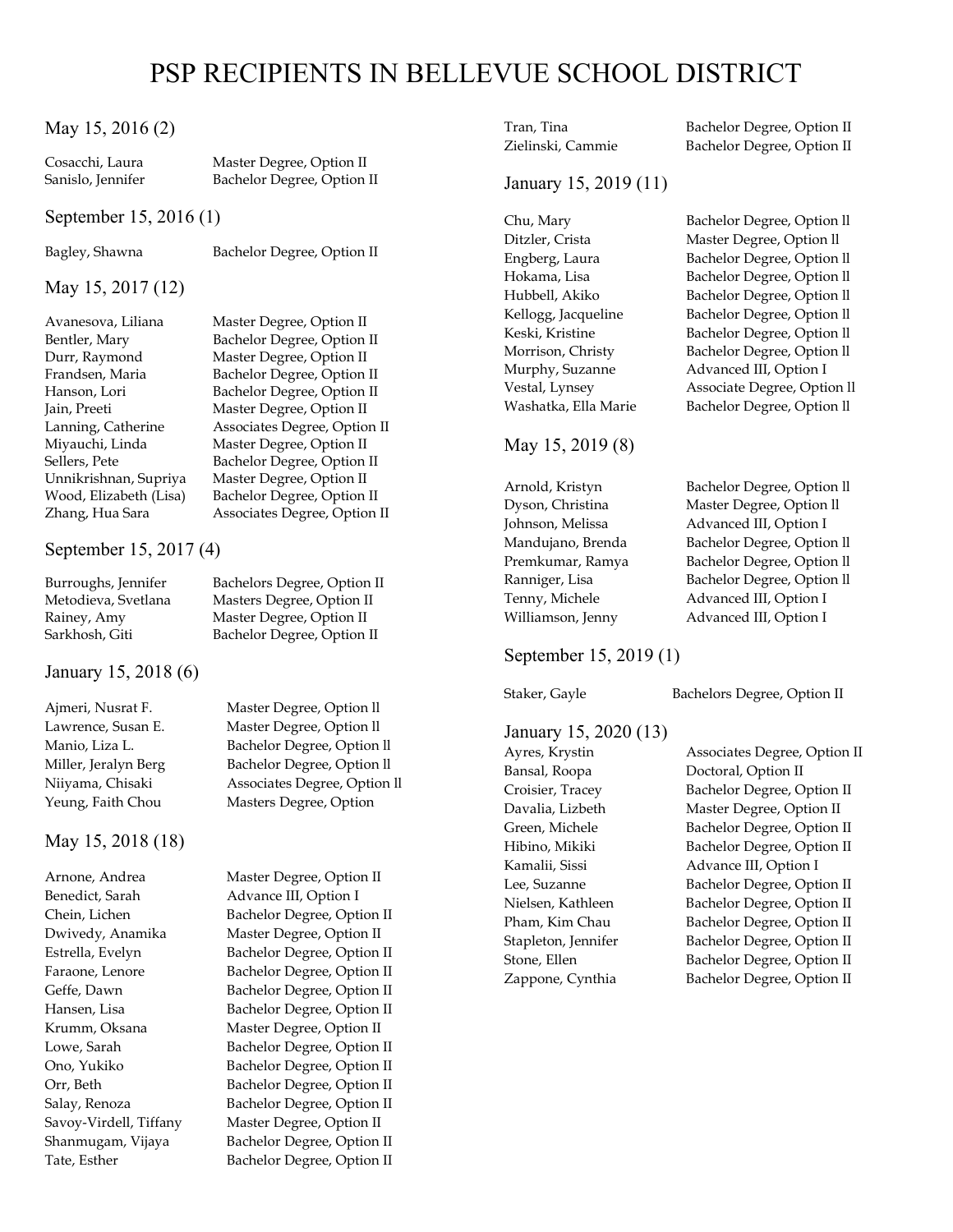# PSP RECIPIENTS IN BELLEVUE SCHOOL DISTRICT

## May 15, 2016 (2)

| | |
|---|---|
| Cosacchi, Laura | Master Degree, Option II |
| Sanislo, Jennifer | Bachelor Degree, Option II |

## September 15, 2016 (1)

| | |
|---|---|
| Bagley, Shawna | Bachelor Degree, Option II |

## May 15, 2017 (12)

| | |
|---|---|
| Avanesova, Liliana | Master Degree, Option II |
| Bentler, Mary | Bachelor Degree, Option II |
| Durr, Raymond | Master Degree, Option II |
| Frandsen, Maria | Bachelor Degree, Option II |
| Hanson, Lori | Bachelor Degree, Option II |
| Jain, Preeti | Master Degree, Option II |
| Lanning, Catherine | Associates Degree, Option II |
| Miyauchi, Linda | Master Degree, Option II |
| Sellers, Pete | Bachelor Degree, Option II |
| Unnikrishnan, Supriya | Master Degree, Option II |
| Wood, Elizabeth (Lisa) | Bachelor Degree, Option II |
| Zhang, Hua Sara | Associates Degree, Option II |

## September 15, 2017 (4)

| | |
|---|---|
| Burroughs, Jennifer | Bachelors Degree, Option II |
| Metodieva, Svetlana | Masters Degree, Option II |
| Rainey, Amy | Master Degree, Option II |
| Sarkhosh, Giti | Bachelor Degree, Option II |

## January 15, 2018 (6)

| | |
|---|---|
| Ajmeri, Nusrat F. | Master Degree, Option ll |
| Lawrence, Susan E. | Master Degree, Option ll |
| Manio, Liza L. | Bachelor Degree, Option ll |
| Miller, Jeralyn Berg | Bachelor Degree, Option ll |
| Niiyama, Chisaki | Associates Degree, Option ll |
| Yeung, Faith Chou | Masters Degree, Option |

## May 15, 2018 (18)

| | |
|---|---|
| Arnone, Andrea | Master Degree, Option II |
| Benedict, Sarah | Advance III, Option I |
| Chein, Lichen | Bachelor Degree, Option II |
| Dwivedy, Anamika | Master Degree, Option II |
| Estrella, Evelyn | Bachelor Degree, Option II |
| Faraone, Lenore | Bachelor Degree, Option II |
| Geffe, Dawn | Bachelor Degree, Option II |
| Hansen, Lisa | Bachelor Degree, Option II |
| Krumm, Oksana | Master Degree, Option II |
| Lowe, Sarah | Bachelor Degree, Option II |
| Ono, Yukiko | Bachelor Degree, Option II |
| Orr, Beth | Bachelor Degree, Option II |
| Salay, Renoza | Bachelor Degree, Option II |
| Savoy-Virdell, Tiffany | Master Degree, Option II |
| Shanmugam, Vijaya | Bachelor Degree, Option II |
| Tate, Esther | Bachelor Degree, Option II |
| Tran, Tina | Bachelor Degree, Option II |
| Zielinski, Cammie | Bachelor Degree, Option II |

## January 15, 2019 (11)

| | |
|---|---|
| Chu, Mary | Bachelor Degree, Option ll |
| Ditzler, Crista | Master Degree, Option ll |
| Engberg, Laura | Bachelor Degree, Option ll |
| Hokama, Lisa | Bachelor Degree, Option ll |
| Hubbell, Akiko | Bachelor Degree, Option ll |
| Kellogg, Jacqueline | Bachelor Degree, Option ll |
| Keski, Kristine | Bachelor Degree, Option ll |
| Morrison, Christy | Bachelor Degree, Option ll |
| Murphy, Suzanne | Advanced III, Option I |
| Vestal, Lynsey | Associate Degree, Option ll |
| Washatka, Ella Marie | Bachelor Degree, Option ll |

## May 15, 2019 (8)

| | |
|---|---|
| Arnold, Kristyn | Bachelor Degree, Option ll |
| Dyson, Christina | Master Degree, Option ll |
| Johnson, Melissa | Advanced III, Option I |
| Mandujano, Brenda | Bachelor Degree, Option ll |
| Premkumar, Ramya | Bachelor Degree, Option ll |
| Ranniger, Lisa | Bachelor Degree, Option ll |
| Tenny, Michele | Advanced III, Option I |
| Williamson, Jenny | Advanced III, Option I |

## September 15, 2019 (1)

| | |
|---|---|
| Staker, Gayle | Bachelors Degree, Option II |

## January 15, 2020 (13)

| | |
|---|---|
| Ayres, Krystin | Associates Degree, Option II |
| Bansal, Roopa | Doctoral, Option II |
| Croisier, Tracey | Bachelor Degree, Option II |
| Davalia, Lizbeth | Master Degree, Option II |
| Green, Michele | Bachelor Degree, Option II |
| Hibino, Mikiki | Bachelor Degree, Option II |
| Kamalii, Sissi | Advance III, Option I |
| Lee, Suzanne | Bachelor Degree, Option II |
| Nielsen, Kathleen | Bachelor Degree, Option II |
| Pham, Kim Chau | Bachelor Degree, Option II |
| Stapleton, Jennifer | Bachelor Degree, Option II |
| Stone, Ellen | Bachelor Degree, Option II |
| Zappone, Cynthia | Bachelor Degree, Option II |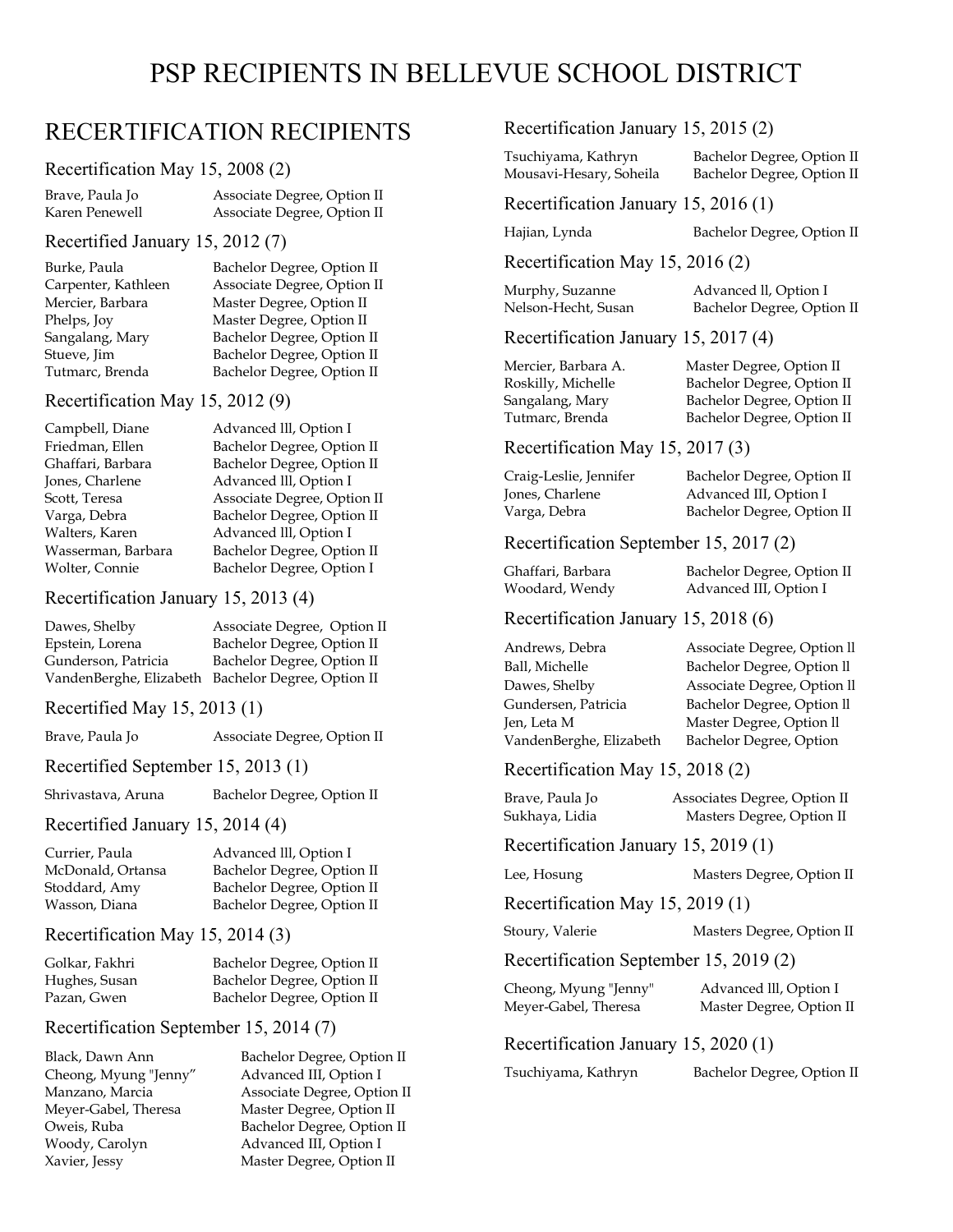# PSP RECIPIENTS IN BELLEVUE SCHOOL DISTRICT

## RECERTIFICATION RECIPIENTS

### Recertification May 15, 2008 (2)

| | |
|---|---|
| Brave, Paula Jo | Associate Degree, Option II |
| Karen Penewell | Associate Degree, Option II |

### Recertified January 15, 2012 (7)

| | |
|---|---|
| Burke, Paula | Bachelor Degree, Option II |
| Carpenter, Kathleen | Associate Degree, Option II |
| Mercier, Barbara | Master Degree, Option II |
| Phelps, Joy | Master Degree, Option II |
| Sangalang, Mary | Bachelor Degree, Option II |
| Stueve, Jim | Bachelor Degree, Option II |
| Tutmarc, Brenda | Bachelor Degree, Option II |

### Recertification May 15, 2012 (9)

| | |
|---|---|
| Campbell, Diane | Advanced lll, Option I |
| Friedman, Ellen | Bachelor Degree, Option II |
| Ghaffari, Barbara | Bachelor Degree, Option II |
| Jones, Charlene | Advanced lll, Option I |
| Scott, Teresa | Associate Degree, Option II |
| Varga, Debra | Bachelor Degree, Option II |
| Walters, Karen | Advanced lll, Option I |
| Wasserman, Barbara | Bachelor Degree, Option II |
| Wolter, Connie | Bachelor Degree, Option I |

### Recertification January 15, 2013 (4)

| | |
|---|---|
| Dawes, Shelby | Associate Degree, Option II |
| Epstein, Lorena | Bachelor Degree, Option II |
| Gunderson, Patricia | Bachelor Degree, Option II |
| VandenBerghe, Elizabeth | Bachelor Degree, Option II |

### Recertified May 15, 2013 (1)

| | |
|---|---|
| Brave, Paula Jo | Associate Degree, Option II |

### Recertified September 15, 2013 (1)

| | |
|---|---|
| Shrivastava, Aruna | Bachelor Degree, Option II |

### Recertified January 15, 2014 (4)

| | |
|---|---|
| Currier, Paula | Advanced lll, Option I |
| McDonald, Ortansa | Bachelor Degree, Option II |
| Stoddard, Amy | Bachelor Degree, Option II |
| Wasson, Diana | Bachelor Degree, Option II |

### Recertification May 15, 2014 (3)

| | |
|---|---|
| Golkar, Fakhri | Bachelor Degree, Option II |
| Hughes, Susan | Bachelor Degree, Option II |
| Pazan, Gwen | Bachelor Degree, Option II |

### Recertification September 15, 2014 (7)

| | |
|---|---|
| Black, Dawn Ann | Bachelor Degree, Option II |
| Cheong, Myung "Jenny" | Advanced III, Option I |
| Manzano, Marcia | Associate Degree, Option II |
| Meyer-Gabel, Theresa | Master Degree, Option II |
| Oweis, Ruba | Bachelor Degree, Option II |
| Woody, Carolyn | Advanced III, Option I |
| Xavier, Jessy | Master Degree, Option II |

### Recertification January 15, 2015 (2)

| | |
|---|---|
| Tsuchiyama, Kathryn | Bachelor Degree, Option II |
| Mousavi-Hesary, Soheila | Bachelor Degree, Option II |

### Recertification January 15, 2016 (1)

| | |
|---|---|
| Hajian, Lynda | Bachelor Degree, Option II |

### Recertification May 15, 2016 (2)

| | |
|---|---|
| Murphy, Suzanne | Advanced ll, Option I |
| Nelson-Hecht, Susan | Bachelor Degree, Option II |

### Recertification January 15, 2017 (4)

| | |
|---|---|
| Mercier, Barbara A. | Master Degree, Option II |
| Roskilly, Michelle | Bachelor Degree, Option II |
| Sangalang, Mary | Bachelor Degree, Option II |
| Tutmarc, Brenda | Bachelor Degree, Option II |

### Recertification May 15, 2017 (3)

| | |
|---|---|
| Craig-Leslie, Jennifer | Bachelor Degree, Option II |
| Jones, Charlene | Advanced III, Option I |
| Varga, Debra | Bachelor Degree, Option II |

### Recertification September 15, 2017 (2)

| | |
|---|---|
| Ghaffari, Barbara | Bachelor Degree, Option II |
| Woodard, Wendy | Advanced III, Option I |

### Recertification January 15, 2018 (6)

| | |
|---|---|
| Andrews, Debra | Associate Degree, Option ll |
| Ball, Michelle | Bachelor Degree, Option ll |
| Dawes, Shelby | Associate Degree, Option ll |
| Gundersen, Patricia | Bachelor Degree, Option ll |
| Jen, Leta M | Master Degree, Option ll |
| VandenBerghe, Elizabeth | Bachelor Degree, Option |

### Recertification May 15, 2018 (2)

| | |
|---|---|
| Brave, Paula Jo | Associates Degree, Option II |
| Sukhaya, Lidia | Masters Degree, Option II |

### Recertification January 15, 2019 (1)

| | |
|---|---|
| Lee, Hosung | Masters Degree, Option II |

### Recertification May 15, 2019 (1)

| | |
|---|---|
| Stoury, Valerie | Masters Degree, Option II |

### Recertification September 15, 2019 (2)

| | |
|---|---|
| Cheong, Myung "Jenny" | Advanced lll, Option I |
| Meyer-Gabel, Theresa | Master Degree, Option II |

### Recertification January 15, 2020 (1)

| | |
|---|---|
| Tsuchiyama, Kathryn | Bachelor Degree, Option II |